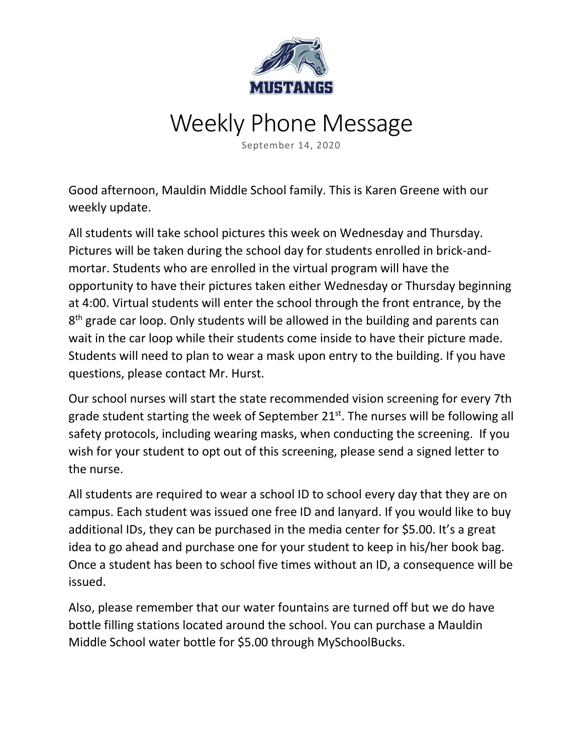MUSTANGS

# Weekly Phone Message

September 14, 2020

Good afternoon, Mauldin Middle School family. This is Karen Greene with our weekly update.

All students will take school pictures this week on Wednesday and Thursday. Pictures will be taken during the school day for students enrolled in brick-and-mortar. Students who are enrolled in the virtual program will have the opportunity to have their pictures taken either Wednesday or Thursday beginning at 4:00. Virtual students will enter the school through the front entrance, by the 8th grade car loop. Only students will be allowed in the building and parents can wait in the car loop while their students come inside to have their picture made. Students will need to plan to wear a mask upon entry to the building. If you have questions, please contact Mr. Hurst.

Our school nurses will start the state recommended vision screening for every 7th grade student starting the week of September 21st. The nurses will be following all safety protocols, including wearing masks, when conducting the screening. If you wish for your student to opt out of this screening, please send a signed letter to the nurse.

All students are required to wear a school ID to school every day that they are on campus. Each student was issued one free ID and lanyard. If you would like to buy additional IDs, they can be purchased in the media center for $5.00. It's a great idea to go ahead and purchase one for your student to keep in his/her book bag. Once a student has been to school five times without an ID, a consequence will be issued.

Also, please remember that our water fountains are turned off but we do have bottle filling stations located around the school. You can purchase a Mauldin Middle School water bottle for $5.00 through MySchoolBucks.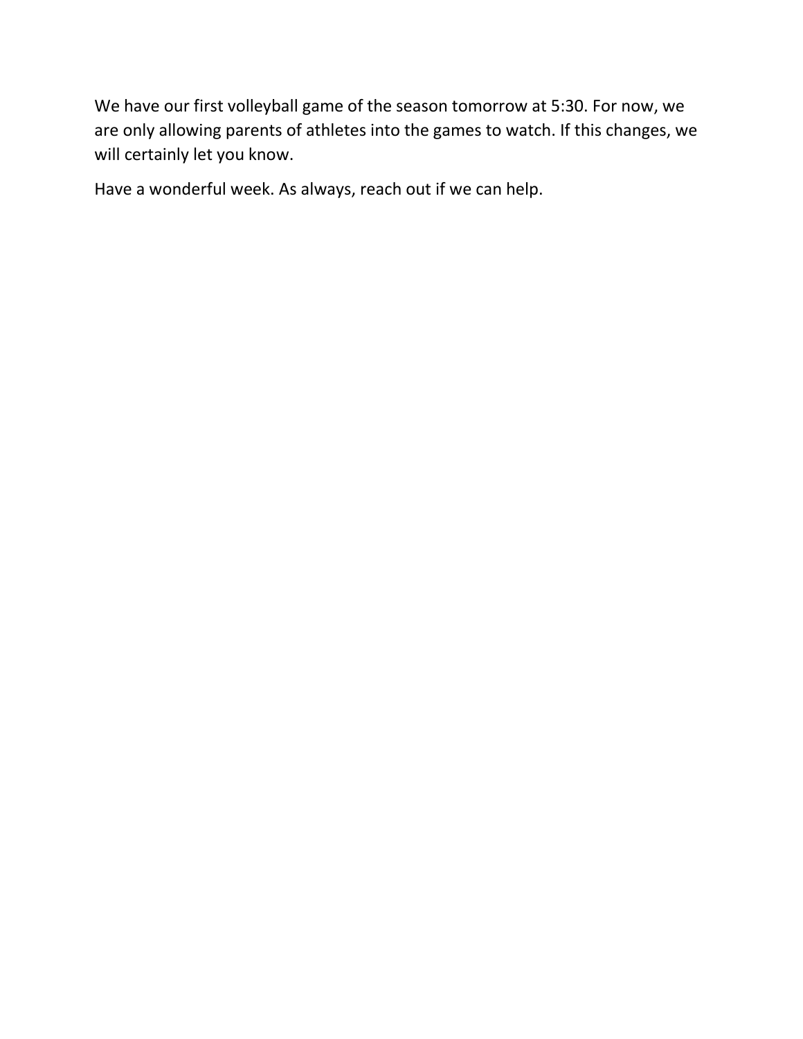We have our first volleyball game of the season tomorrow at 5:30. For now, we are only allowing parents of athletes into the games to watch. If this changes, we will certainly let you know.

Have a wonderful week. As always, reach out if we can help.